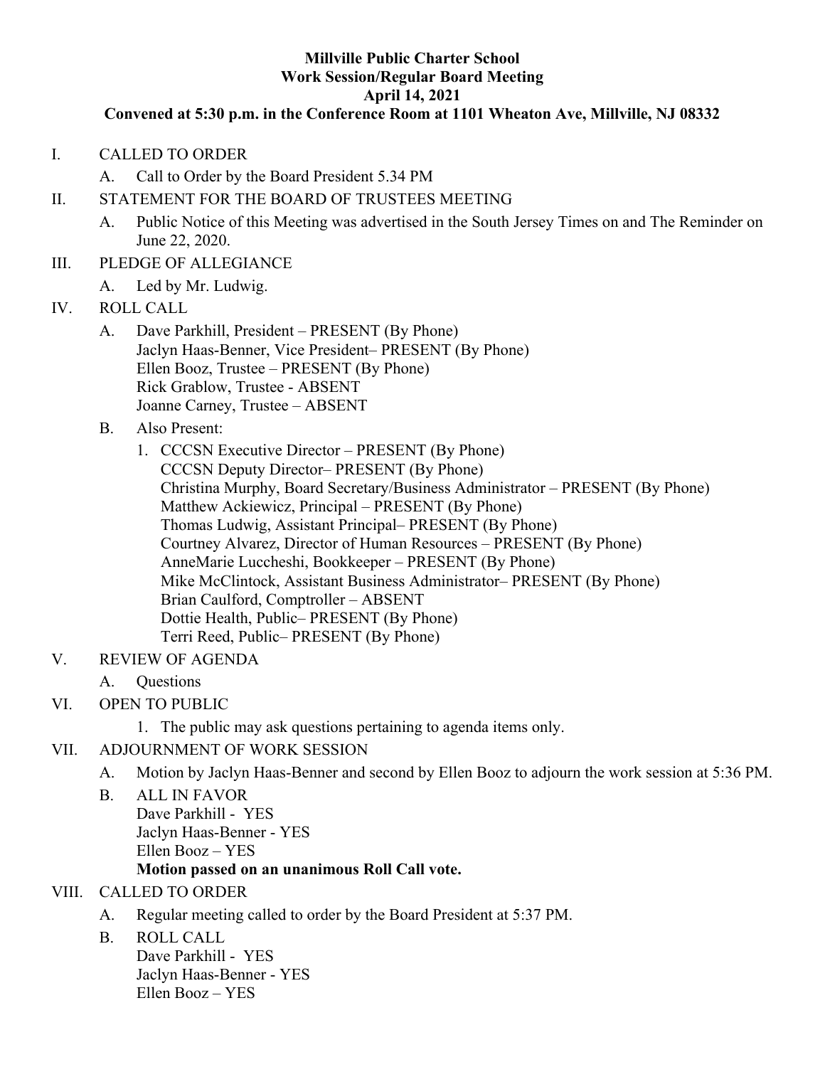**Millville Public Charter School**
**Work Session/Regular Board Meeting**
**April 14, 2021**
**Convened at 5:30 p.m. in the Conference Room at 1101 Wheaton Ave, Millville, NJ 08332**

I. CALLED TO ORDER
   - A. Call to Order by the Board President 5.34 PM

II. STATEMENT FOR THE BOARD OF TRUSTEES MEETING
   - A. Public Notice of this Meeting was advertised in the South Jersey Times on and The Reminder on June 22, 2020.

III. PLEDGE OF ALLEGIANCE
   - A. Led by Mr. Ludwig.

IV. ROLL CALL
   - A. Dave Parkhill, President – PRESENT (By Phone)
     Jaclyn Haas-Benner, Vice President– PRESENT (By Phone)
     Ellen Booz, Trustee – PRESENT (By Phone)
     Rick Grablow, Trustee - ABSENT
     Joanne Carney, Trustee – ABSENT
   - B. Also Present:
     1. CCCSN Executive Director – PRESENT (By Phone)
        CCCSN Deputy Director– PRESENT (By Phone)
        Christina Murphy, Board Secretary/Business Administrator – PRESENT (By Phone)
        Matthew Ackiewicz, Principal – PRESENT (By Phone)
        Thomas Ludwig, Assistant Principal– PRESENT (By Phone)
        Courtney Alvarez, Director of Human Resources – PRESENT (By Phone)
        AnneMarie Luccheshi, Bookkeeper – PRESENT (By Phone)
        Mike McClintock, Assistant Business Administrator– PRESENT (By Phone)
        Brian Caulford, Comptroller – ABSENT
        Dottie Health, Public– PRESENT (By Phone)
        Terri Reed, Public– PRESENT (By Phone)

V. REVIEW OF AGENDA
   - A. Questions

VI. OPEN TO PUBLIC
   1. The public may ask questions pertaining to agenda items only.

VII. ADJOURNMENT OF WORK SESSION
   - A. Motion by Jaclyn Haas-Benner and second by Ellen Booz to adjourn the work session at 5:36 PM.
   - B. ALL IN FAVOR
     Dave Parkhill - YES
     Jaclyn Haas-Benner - YES
     Ellen Booz – YES
     **Motion passed on an unanimous Roll Call vote.**

VIII. CALLED TO ORDER
   - A. Regular meeting called to order by the Board President at 5:37 PM.
   - B. ROLL CALL
     Dave Parkhill - YES
     Jaclyn Haas-Benner - YES
     Ellen Booz – YES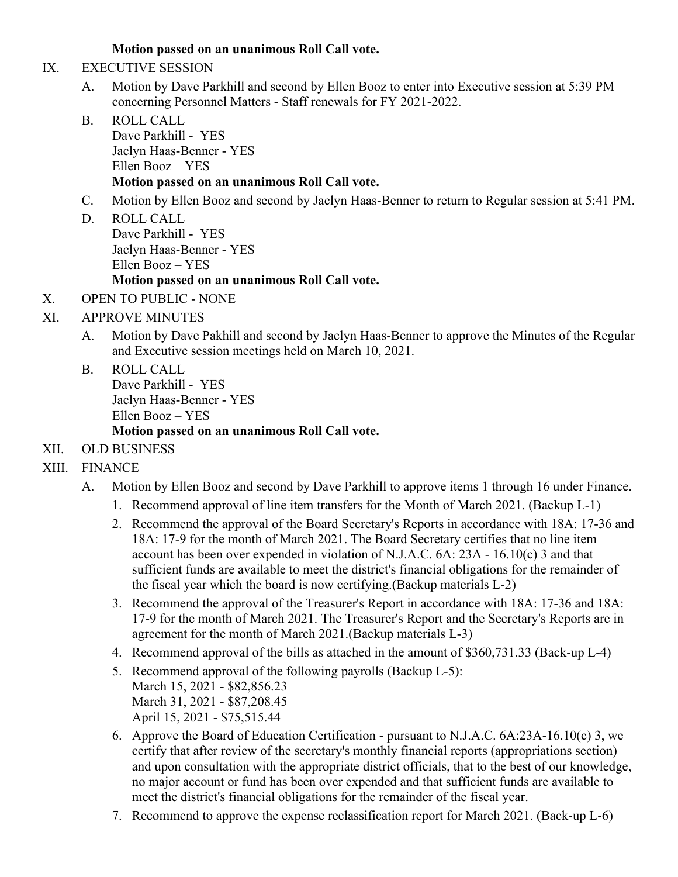**Motion passed on an unanimous Roll Call vote.**

IX. EXECUTIVE SESSION

A. Motion by Dave Parkhill and second by Ellen Booz to enter into Executive session at 5:39 PM concerning Personnel Matters - Staff renewals for FY 2021-2022.

B. ROLL CALL
Dave Parkhill - YES
Jaclyn Haas-Benner - YES
Ellen Booz – YES
**Motion passed on an unanimous Roll Call vote.**

C. Motion by Ellen Booz and second by Jaclyn Haas-Benner to return to Regular session at 5:41 PM.

D. ROLL CALL
Dave Parkhill - YES
Jaclyn Haas-Benner - YES
Ellen Booz – YES
**Motion passed on an unanimous Roll Call vote.**

X. OPEN TO PUBLIC - NONE

XI. APPROVE MINUTES

A. Motion by Dave Pakhill and second by Jaclyn Haas-Benner to approve the Minutes of the Regular and Executive session meetings held on March 10, 2021.

B. ROLL CALL
Dave Parkhill - YES
Jaclyn Haas-Benner - YES
Ellen Booz – YES
**Motion passed on an unanimous Roll Call vote.**

XII. OLD BUSINESS

XIII. FINANCE

A. Motion by Ellen Booz and second by Dave Parkhill to approve items 1 through 16 under Finance.

1. Recommend approval of line item transfers for the Month of March 2021. (Backup L-1)
2. Recommend the approval of the Board Secretary's Reports in accordance with 18A: 17-36 and 18A: 17-9 for the month of March 2021. The Board Secretary certifies that no line item account has been over expended in violation of N.J.A.C. 6A: 23A - 16.10(c) 3 and that sufficient funds are available to meet the district's financial obligations for the remainder of the fiscal year which the board is now certifying.(Backup materials L-2)
3. Recommend the approval of the Treasurer's Report in accordance with 18A: 17-36 and 18A: 17-9 for the month of March 2021. The Treasurer's Report and the Secretary's Reports are in agreement for the month of March 2021.(Backup materials L-3)
4. Recommend approval of the bills as attached in the amount of $360,731.33 (Back-up L-4)
5. Recommend approval of the following payrolls (Backup L-5):
   March 15, 2021 - $82,856.23
   March 31, 2021 - $87,208.45
   April 15, 2021 - $75,515.44
6. Approve the Board of Education Certification - pursuant to N.J.A.C. 6A:23A-16.10(c) 3, we certify that after review of the secretary's monthly financial reports (appropriations section) and upon consultation with the appropriate district officials, that to the best of our knowledge, no major account or fund has been over expended and that sufficient funds are available to meet the district's financial obligations for the remainder of the fiscal year.
7. Recommend to approve the expense reclassification report for March 2021. (Back-up L-6)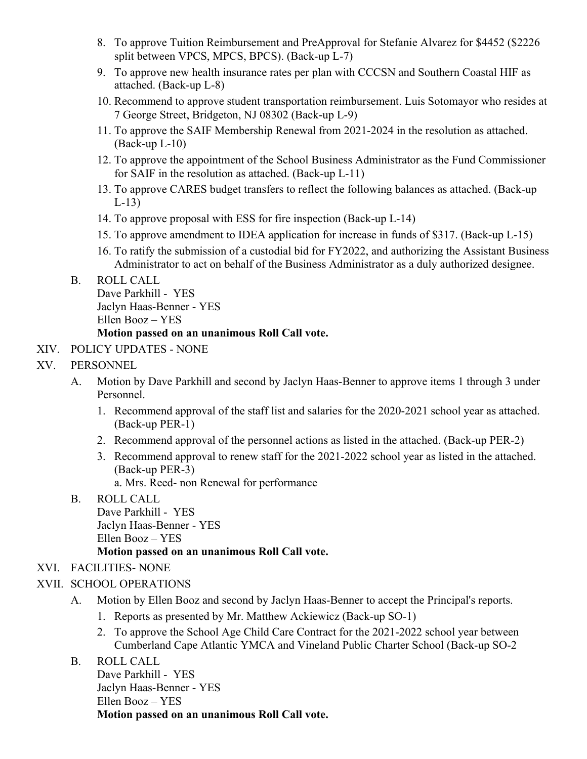8. To approve Tuition Reimbursement and PreApproval for Stefanie Alvarez for $4452 ($2226 split between VPCS, MPCS, BPCS). (Back-up L-7)
9. To approve new health insurance rates per plan with CCCSN and Southern Coastal HIF as attached. (Back-up L-8)
10. Recommend to approve student transportation reimbursement. Luis Sotomayor who resides at 7 George Street, Bridgeton, NJ 08302 (Back-up L-9)
11. To approve the SAIF Membership Renewal from 2021-2024 in the resolution as attached. (Back-up L-10)
12. To approve the appointment of the School Business Administrator as the Fund Commissioner for SAIF in the resolution as attached. (Back-up L-11)
13. To approve CARES budget transfers to reflect the following balances as attached. (Back-up L-13)
14. To approve proposal with ESS for fire inspection (Back-up L-14)
15. To approve amendment to IDEA application for increase in funds of $317. (Back-up L-15)
16. To ratify the submission of a custodial bid for FY2022, and authorizing the Assistant Business Administrator to act on behalf of the Business Administrator as a duly authorized designee.

B. ROLL CALL
Dave Parkhill - YES
Jaclyn Haas-Benner - YES
Ellen Booz – YES
**Motion passed on an unanimous Roll Call vote.**

XIV. POLICY UPDATES - NONE

XV. PERSONNEL

A. Motion by Dave Parkhill and second by Jaclyn Haas-Benner to approve items 1 through 3 under Personnel.
1. Recommend approval of the staff list and salaries for the 2020-2021 school year as attached. (Back-up PER-1)
2. Recommend approval of the personnel actions as listed in the attached. (Back-up PER-2)
3. Recommend approval to renew staff for the 2021-2022 school year as listed in the attached. (Back-up PER-3)
   a. Mrs. Reed- non Renewal for performance

B. ROLL CALL
Dave Parkhill - YES
Jaclyn Haas-Benner - YES
Ellen Booz – YES
**Motion passed on an unanimous Roll Call vote.**

XVI. FACILITIES- NONE

XVII. SCHOOL OPERATIONS

A. Motion by Ellen Booz and second by Jaclyn Haas-Benner to accept the Principal's reports.
1. Reports as presented by Mr. Matthew Ackiewicz (Back-up SO-1)
2. To approve the School Age Child Care Contract for the 2021-2022 school year between Cumberland Cape Atlantic YMCA and Vineland Public Charter School (Back-up SO-2

B. ROLL CALL
Dave Parkhill - YES
Jaclyn Haas-Benner - YES
Ellen Booz – YES
**Motion passed on an unanimous Roll Call vote.**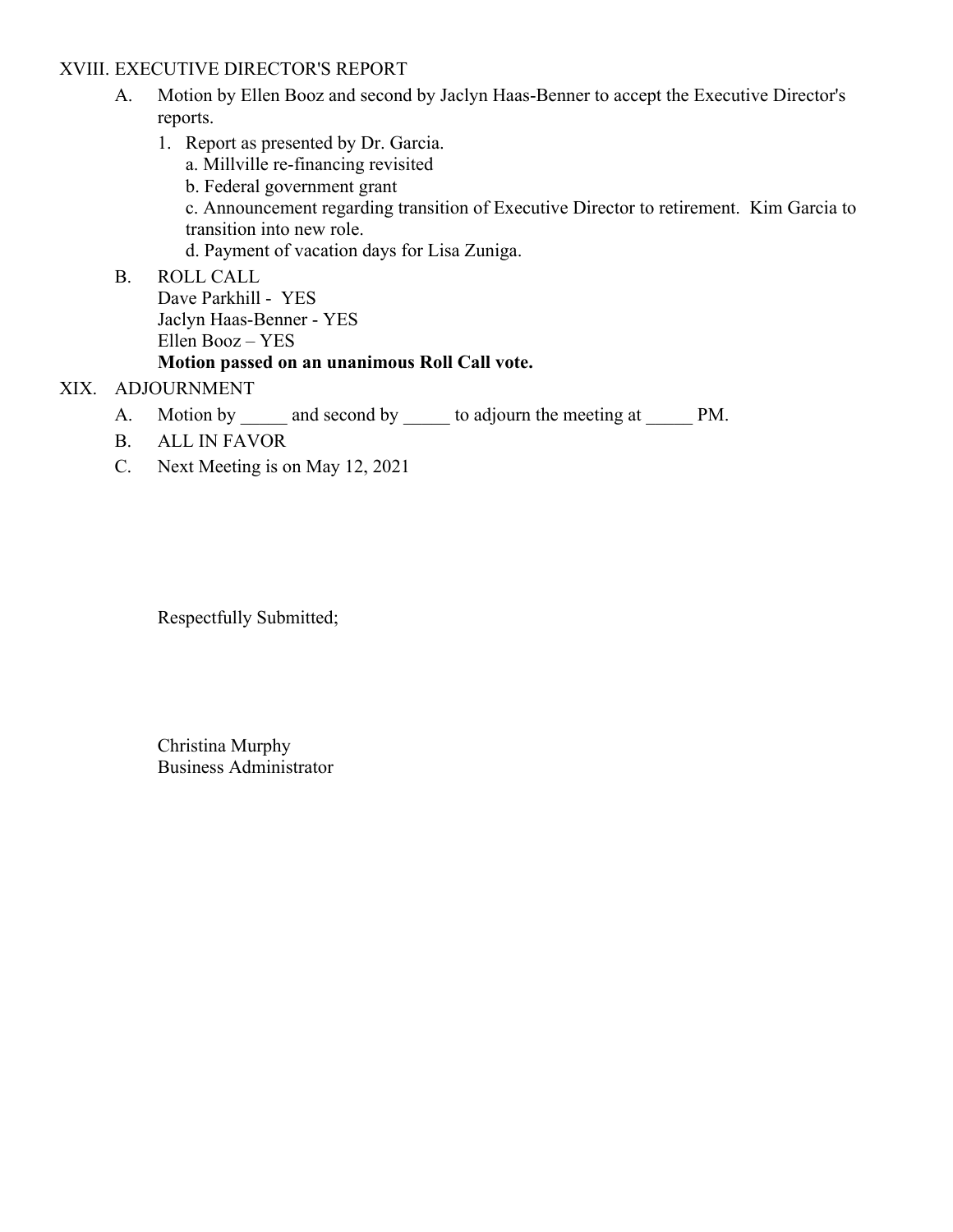XVIII. EXECUTIVE DIRECTOR'S REPORT

A. Motion by Ellen Booz and second by Jaclyn Haas-Benner to accept the Executive Director's reports.

   1. Report as presented by Dr. Garcia.
      a. Millville re-financing revisited
      b. Federal government grant
      c. Announcement regarding transition of Executive Director to retirement. Kim Garcia to transition into new role.
      d. Payment of vacation days for Lisa Zuniga.

B. ROLL CALL
   Dave Parkhill - YES
   Jaclyn Haas-Benner - YES
   Ellen Booz – YES
   **Motion passed on an unanimous Roll Call vote.**

XIX. ADJOURNMENT

A. Motion by _____ and second by _____ to adjourn the meeting at _____ PM.

B. ALL IN FAVOR

C. Next Meeting is on May 12, 2021

Respectfully Submitted;

Christina Murphy
Business Administrator